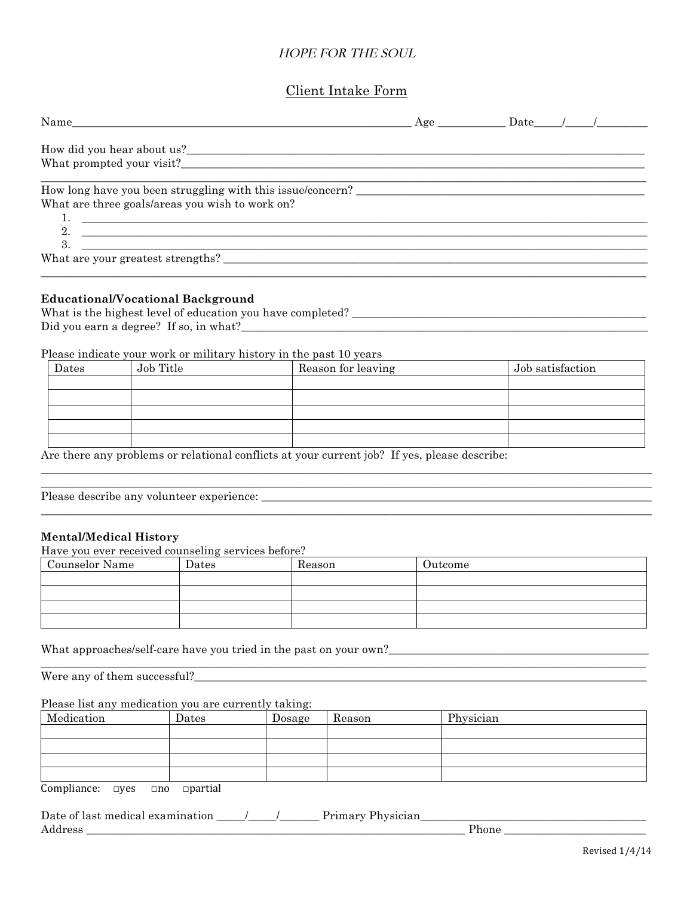*HOPE FOR THE SOUL*

# Client Intake Form

Name_______________________________________________________________ Age ____________ Date_____/_____/_________

How did you hear about us?_______________________________________________________________________________

What prompted your visit?________________________________________________________________________________

_____________________________________________________________________________________________________

How long have you been struggling with this issue/concern? ___________________________________________________

What are three goals/areas you wish to work on?

1. ___________________________________________________________________________________________________
2. ___________________________________________________________________________________________________
3. ___________________________________________________________________________________________________

What are your greatest strengths? __________________________________________________________________________

_____________________________________________________________________________________________________

### Educational/Vocational Background

What is the highest level of education you have completed? ____________________________________________________

Did you earn a degree? If so, in what?_______________________________________________________________________

Please indicate your work or military history in the past 10 years

| Dates | Job Title | Reason for leaving | Job satisfaction |
|---|---|---|---|
| | | | |
| | | | |
| | | | |
| | | | |
| | | | |

Are there any problems or relational conflicts at your current job? If yes, please describe:

_____________________________________________________________________________________________________

_____________________________________________________________________________________________________

Please describe any volunteer experience: ____________________________________________________________________

_____________________________________________________________________________________________________

### Mental/Medical History

Have you ever received counseling services before?

| Counselor Name | Dates | Reason | Outcome |
|---|---|---|---|
| | | | |
| | | | |
| | | | |
| | | | |

What approaches/self-care have you tried in the past on your own?_______________________________________________

_____________________________________________________________________________________________________

Were any of them successful?_______________________________________________________________________________

Please list any medication you are currently taking:

| Medication | Dates | Dosage | Reason | Physician |
|---|---|---|---|---|
| | | | | |
| | | | | |
| | | | | |
| | | | | |

Compliance: □yes □no □partial

Date of last medical examination _____/_____/_______ Primary Physician__________________________________________

Address ______________________________________________________________________ Phone __________________________

Revised 1/4/14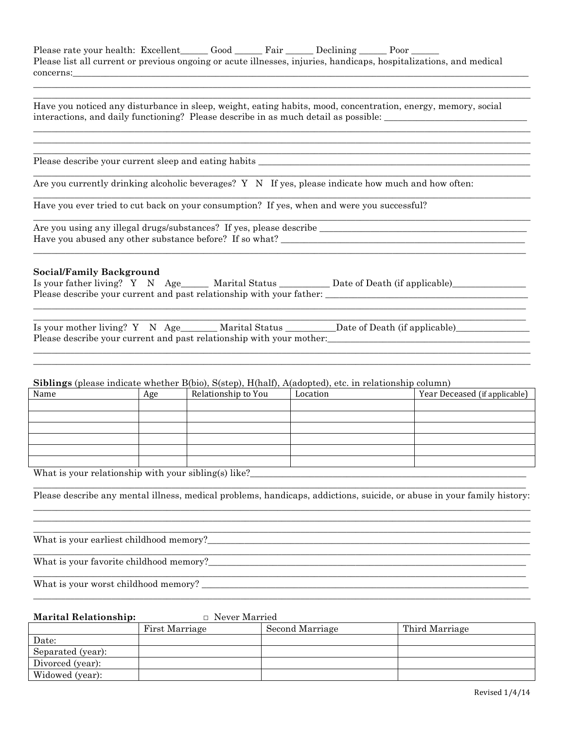Please rate your health: Excellent______ Good ______ Fair ______ Declining ______ Poor ______

Please list all current or previous ongoing or acute illnesses, injuries, handicaps, hospitalizations, and medical concerns:_______________________________________________________________________________

_______________________________________________________________________________

_______________________________________________________________________________

Have you noticed any disturbance in sleep, weight, eating habits, mood, concentration, energy, memory, social interactions, and daily functioning? Please describe in as much detail as possible: ______________________________

_______________________________________________________________________________

_______________________________________________________________________________

_______________________________________________________________________________

Please describe your current sleep and eating habits _______________________________________________

_______________________________________________________________________________

Are you currently drinking alcoholic beverages? Y N If yes, please indicate how much and how often:

_______________________________________________________________________________

Have you ever tried to cut back on your consumption? If yes, when and were you successful?

_______________________________________________________________________________

Are you using any illegal drugs/substances? If yes, please describe _____________________________________

Have you abused any other substance before? If so what? _____________________________________________

_______________________________________________________________________________

**Social/Family Background**

Is your father living? Y N Age______ Marital Status ___________ Date of Death (if applicable)________________

Please describe your current and past relationship with your father: ____________________________________

_______________________________________________________________________________

_______________________________________________________________________________

Is your mother living? Y N Age________ Marital Status ___________Date of Death (if applicable)________________

Please describe your current and past relationship with your mother:____________________________________

_______________________________________________________________________________

_______________________________________________________________________________

**Siblings** (please indicate whether B(bio), S(step), H(half), A(adopted), etc. in relationship column)

| Name | Age | Relationship to You | Location | Year Deceased (if applicable) |
|---|---|---|---|---|
| | | | | |
| | | | | |
| | | | | |
| | | | | |
| | | | | |
| | | | | |

What is your relationship with your sibling(s) like?_____________________________________________________

_______________________________________________________________________________

Please describe any mental illness, medical problems, handicaps, addictions, suicide, or abuse in your family history:

_______________________________________________________________________________

_______________________________________________________________________________

_______________________________________________________________________________

What is your earliest childhood memory?_____________________________________________________________

_______________________________________________________________________________

What is your favorite childhood memory?_____________________________________________________________

_______________________________________________________________________________

What is your worst childhood memory? _______________________________________________________________

_______________________________________________________________________________

**Marital Relationship:** ▫ Never Married

| | First Marriage | Second Marriage | Third Marriage |
|---|---|---|---|
| Date: | | | |
| Separated (year): | | | |
| Divorced (year): | | | |
| Widowed (year): | | | |

Revised 1/4/14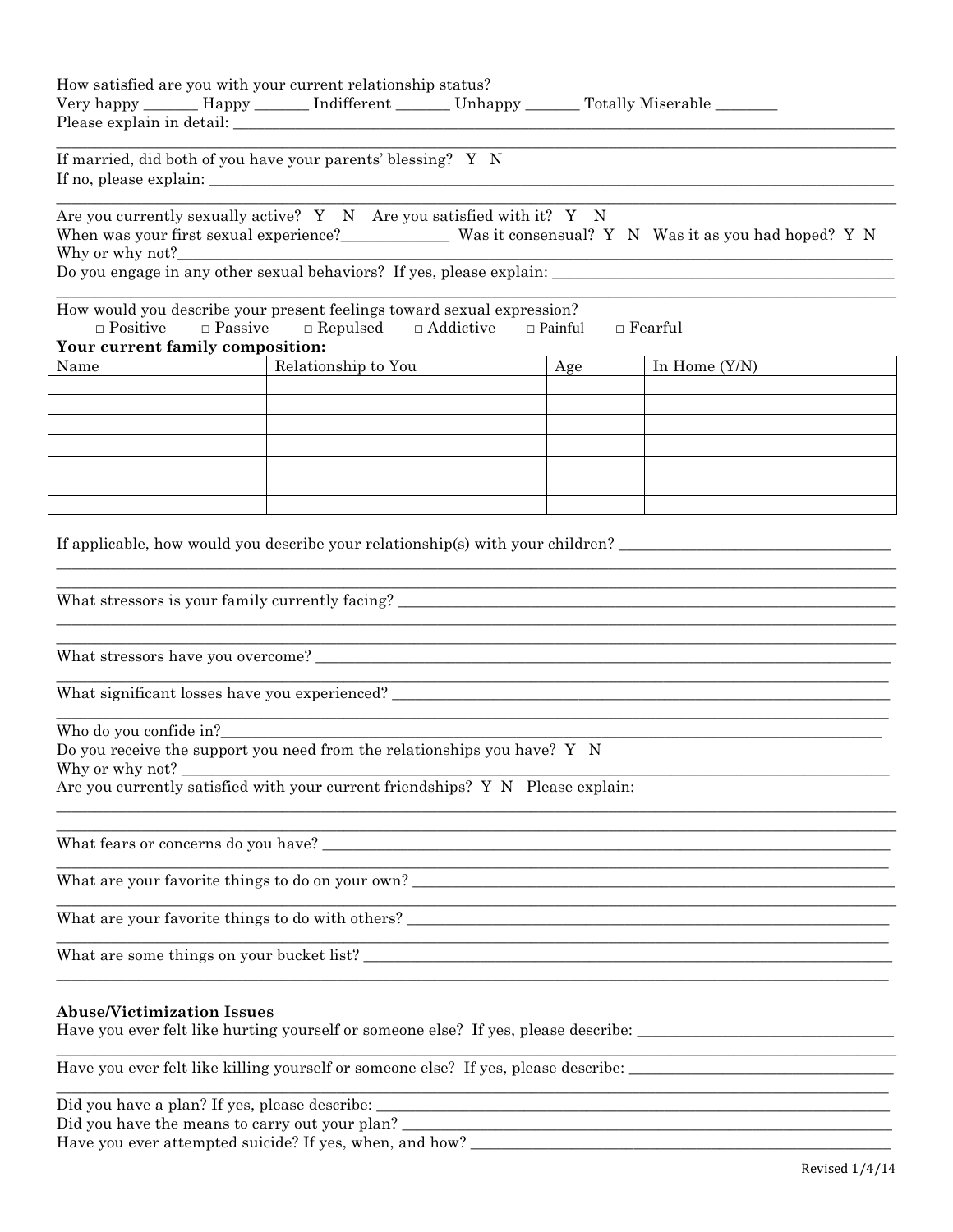How satisfied are you with your current relationship status?
Very happy _______ Happy _______ Indifferent _______ Unhappy _______ Totally Miserable ________
Please explain in detail: ________________________________________________________________________________
________________________________________________________________________________________________________

If married, did both of you have your parents' blessing? Y N
If no, please explain: __________________________________________________________________________________
________________________________________________________________________________________________________

Are you currently sexually active? Y N Are you satisfied with it? Y N
When was your first sexual experience?______________ Was it consensual? Y N Was it as you had hoped? Y N
Why or why not?_________________________________________________________________________________________
Do you engage in any other sexual behaviors? If yes, please explain: ____________________________________________
________________________________________________________________________________________________________

How would you describe your present feelings toward sexual expression?
□ Positive □ Passive □ Repulsed □ Addictive □ Painful □ Fearful

**Your current family composition:**

| Name | Relationship to You | Age | In Home (Y/N) |
|---|---|---|---|
| | | | |
| | | | |
| | | | |
| | | | |
| | | | |
| | | | |
| | | | |

If applicable, how would you describe your relationship(s) with your children? ___________________________________
________________________________________________________________________________________________________
________________________________________________________________________________________________________

What stressors is your family currently facing? ______________________________________________________________
________________________________________________________________________________________________________
________________________________________________________________________________________________________

What stressors have you overcome? _______________________________________________________________________
________________________________________________________________________________________________________

What significant losses have you experienced? ______________________________________________________________
________________________________________________________________________________________________________

Who do you confide in?__________________________________________________________________________________
Do you receive the support you need from the relationships you have? Y N
Why or why not? ________________________________________________________________________________________
Are you currently satisfied with your current friendships? Y N Please explain:
________________________________________________________________________________________________________
________________________________________________________________________________________________________

What fears or concerns do you have? ______________________________________________________________________
________________________________________________________________________________________________________

What are your favorite things to do on your own? ____________________________________________________________
________________________________________________________________________________________________________

What are your favorite things to do with others? ____________________________________________________________
________________________________________________________________________________________________________

What are some things on your bucket list? _________________________________________________________________
________________________________________________________________________________________________________

**Abuse/Victimization Issues**

Have you ever felt like hurting yourself or someone else? If yes, please describe: ________________________________
________________________________________________________________________________________________________

Have you ever felt like killing yourself or someone else? If yes, please describe: ________________________________
________________________________________________________________________________________________________

Did you have a plan? If yes, please describe: _______________________________________________________________
Did you have the means to carry out your plan? _____________________________________________________________
Have you ever attempted suicide? If yes, when, and how? ______________________________________________________

Revised 1/4/14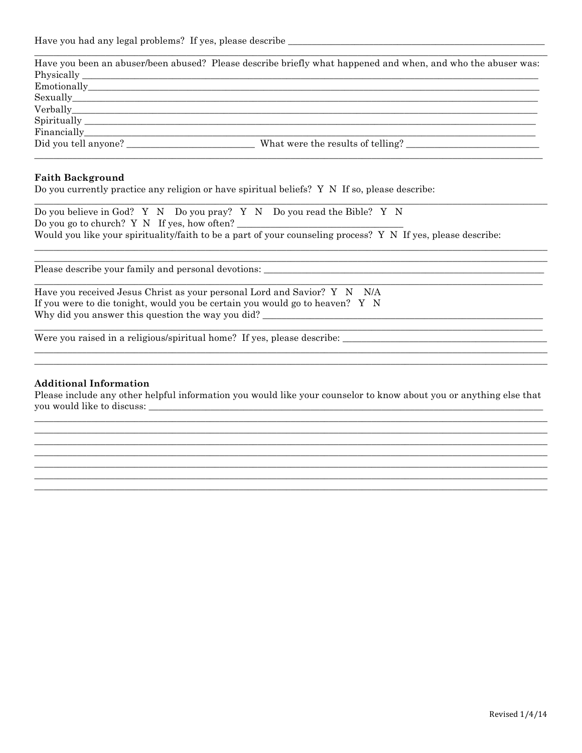Have you had any legal problems? If yes, please describe ___________________________________________

___________________________________________________________________________________________

Have you been an abuser/been abused? Please describe briefly what happened and when, and who the abuser was:

Physically ________________________________________________________________________________

Emotionally_______________________________________________________________________________

Sexually__________________________________________________________________________________

Verbally__________________________________________________________________________________

Spiritually ________________________________________________________________________________

Financially________________________________________________________________________________

Did you tell anyone? ______________________ What were the results of telling? ______________________

___________________________________________________________________________________________

**Faith Background**

Do you currently practice any religion or have spiritual beliefs? Y N If so, please describe:

___________________________________________________________________________________________

Do you believe in God? Y N Do you pray? Y N Do you read the Bible? Y N

Do you go to church? Y N If yes, how often? ____________________________

Would you like your spirituality/faith to be a part of your counseling process? Y N If yes, please describe:

___________________________________________________________________________________________

___________________________________________________________________________________________

Please describe your family and personal devotions: ___________________________________________

___________________________________________________________________________________________

Have you received Jesus Christ as your personal Lord and Savior? Y N N/A

If you were to die tonight, would you be certain you would go to heaven? Y N

Why did you answer this question the way you did? ___________________________________________

___________________________________________________________________________________________

Were you raised in a religious/spiritual home? If yes, please describe: ________________________________

___________________________________________________________________________________________

___________________________________________________________________________________________

**Additional Information**

Please include any other helpful information you would like your counselor to know about you or anything else that you would like to discuss: ___________________________________________________________________

___________________________________________________________________________________________

___________________________________________________________________________________________

___________________________________________________________________________________________

___________________________________________________________________________________________

___________________________________________________________________________________________

___________________________________________________________________________________________

___________________________________________________________________________________________

Revised 1/4/14